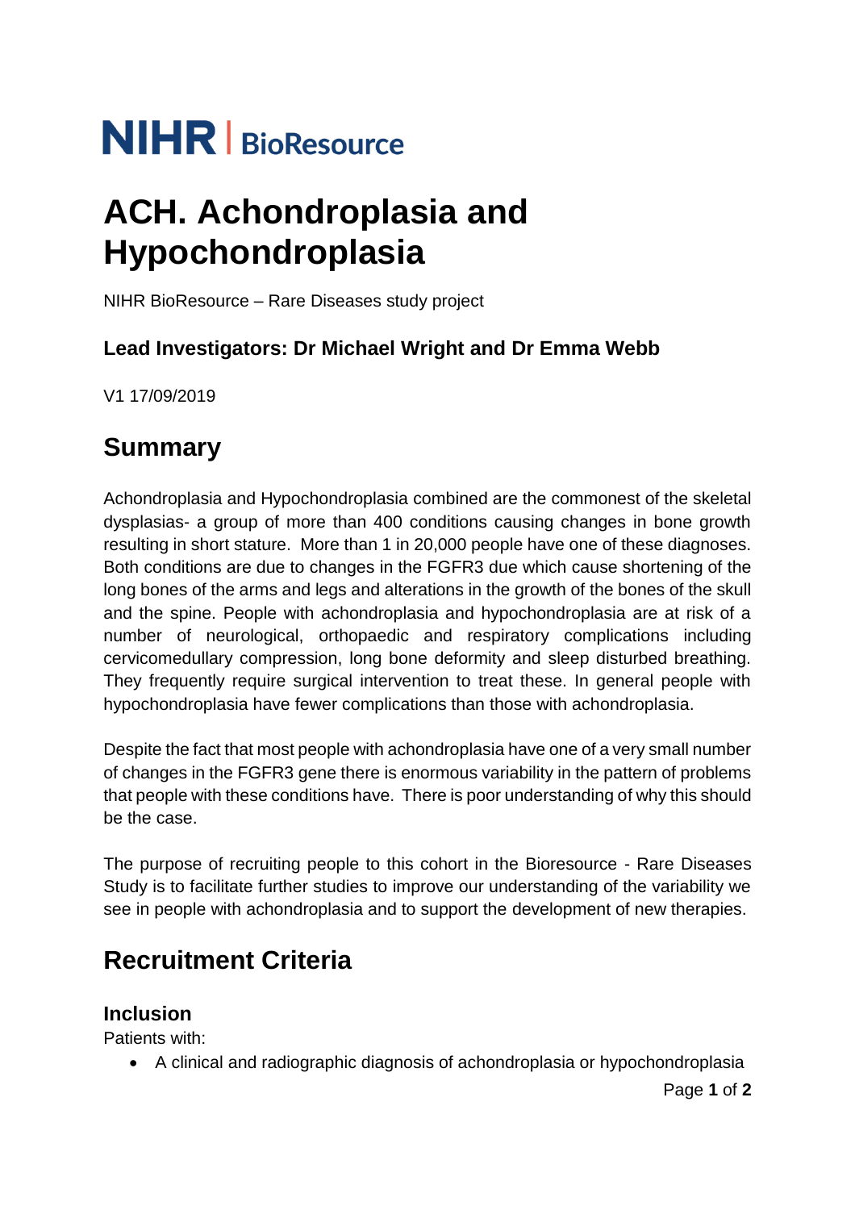NIHR | BioResource

# ACH. Achondroplasia and Hypochondroplasia

NIHR BioResource – Rare Diseases study project

### Lead Investigators: Dr Michael Wright and Dr Emma Webb

V1 17/09/2019

## Summary

Achondroplasia and Hypochondroplasia combined are the commonest of the skeletal dysplasias- a group of more than 400 conditions causing changes in bone growth resulting in short stature. More than 1 in 20,000 people have one of these diagnoses. Both conditions are due to changes in the FGFR3 due which cause shortening of the long bones of the arms and legs and alterations in the growth of the bones of the skull and the spine. People with achondroplasia and hypochondroplasia are at risk of a number of neurological, orthopaedic and respiratory complications including cervicomedullary compression, long bone deformity and sleep disturbed breathing. They frequently require surgical intervention to treat these. In general people with hypochondroplasia have fewer complications than those with achondroplasia.

Despite the fact that most people with achondroplasia have one of a very small number of changes in the FGFR3 gene there is enormous variability in the pattern of problems that people with these conditions have. There is poor understanding of why this should be the case.

The purpose of recruiting people to this cohort in the Bioresource - Rare Diseases Study is to facilitate further studies to improve our understanding of the variability we see in people with achondroplasia and to support the development of new therapies.

## Recruitment Criteria

### Inclusion

Patients with:

- A clinical and radiographic diagnosis of achondroplasia or hypochondroplasia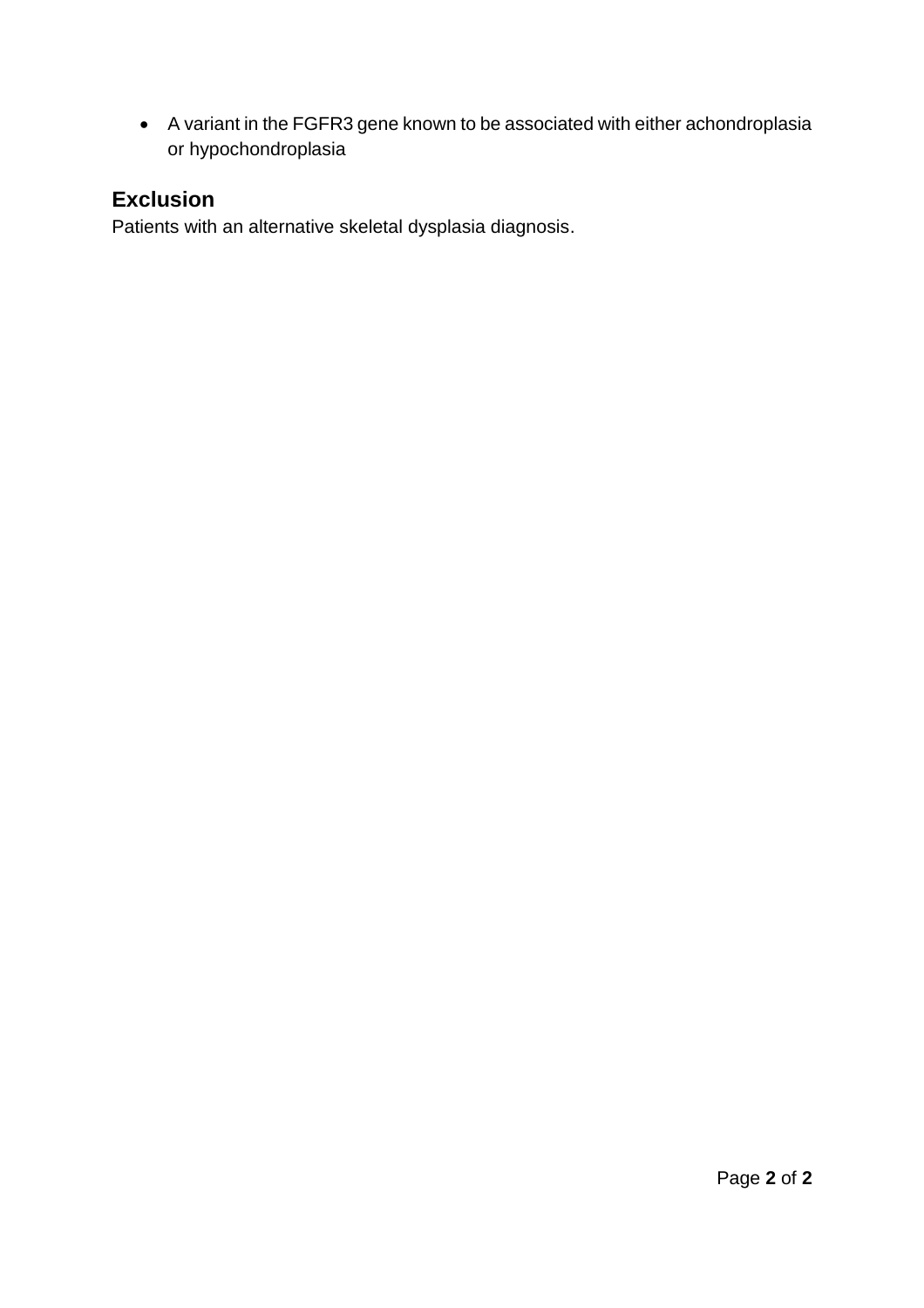- A variant in the FGFR3 gene known to be associated with either achondroplasia or hypochondroplasia

## Exclusion

Patients with an alternative skeletal dysplasia diagnosis.